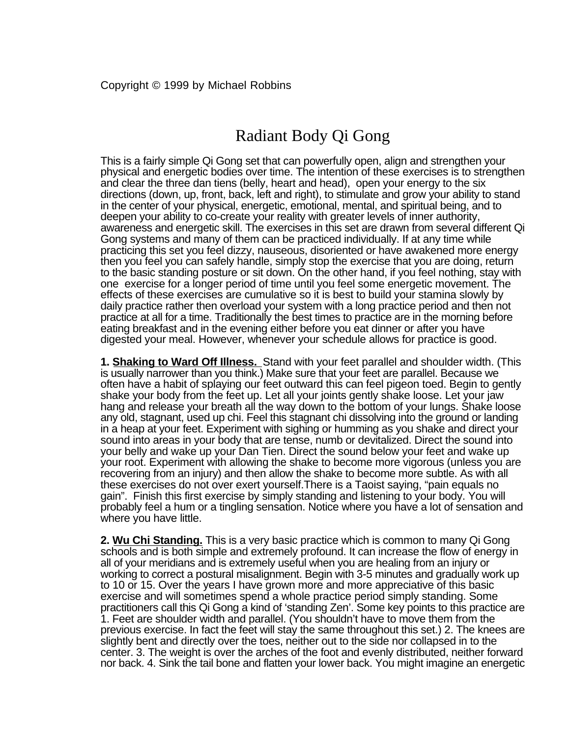Copyright © 1999 by Michael Robbins

# Radiant Body Qi Gong

This is a fairly simple Qi Gong set that can powerfully open, align and strengthen your physical and energetic bodies over time. The intention of these exercises is to strengthen and clear the three dan tiens (belly, heart and head), open your energy to the six directions (down, up, front, back, left and right), to stimulate and grow your ability to stand in the center of your physical, energetic, emotional, mental, and spiritual being, and to deepen your ability to co-create your reality with greater levels of inner authority, awareness and energetic skill. The exercises in this set are drawn from several different Qi Gong systems and many of them can be practiced individually. If at any time while practicing this set you feel dizzy, nauseous, disoriented or have awakened more energy then you feel you can safely handle, simply stop the exercise that you are doing, return to the basic standing posture or sit down. On the other hand, if you feel nothing, stay with one exercise for a longer period of time until you feel some energetic movement. The effects of these exercises are cumulative so it is best to build your stamina slowly by daily practice rather then overload your system with a long practice period and then not practice at all for a time. Traditionally the best times to practice are in the morning before eating breakfast and in the evening either before you eat dinner or after you have digested your meal. However, whenever your schedule allows for practice is good.

**1. Shaking to Ward Off Illness.** Stand with your feet parallel and shoulder width. (This is usually narrower than you think.) Make sure that your feet are parallel. Because we often have a habit of splaying our feet outward this can feel pigeon toed. Begin to gently shake your body from the feet up. Let all your joints gently shake loose. Let your jaw hang and release your breath all the way down to the bottom of your lungs. Shake loose any old, stagnant, used up chi. Feel this stagnant chi dissolving into the ground or landing in a heap at your feet. Experiment with sighing or humming as you shake and direct your sound into areas in your body that are tense, numb or devitalized. Direct the sound into your belly and wake up your Dan Tien. Direct the sound below your feet and wake up your root. Experiment with allowing the shake to become more vigorous (unless you are recovering from an injury) and then allow the shake to become more subtle. As with all these exercises do not over exert yourself.There is a Taoist saying, “pain equals no gain”. Finish this first exercise by simply standing and listening to your body. You will probably feel a hum or a tingling sensation. Notice where you have a lot of sensation and where you have little.

**2. Wu Chi Standing.** This is a very basic practice which is common to many Qi Gong schools and is both simple and extremely profound. It can increase the flow of energy in all of your meridians and is extremely useful when you are healing from an injury or working to correct a postural misalignment. Begin with 3-5 minutes and gradually work up to 10 or 15. Over the years I have grown more and more appreciative of this basic exercise and will sometimes spend a whole practice period simply standing. Some practitioners call this Qi Gong a kind of ‘standing Zen’. Some key points to this practice are 1. Feet are shoulder width and parallel. (You shouldn’t have to move them from the previous exercise. In fact the feet will stay the same throughout this set.) 2. The knees are slightly bent and directly over the toes, neither out to the side nor collapsed in to the center. 3. The weight is over the arches of the foot and evenly distributed, neither forward nor back. 4. Sink the tail bone and flatten your lower back. You might imagine an energetic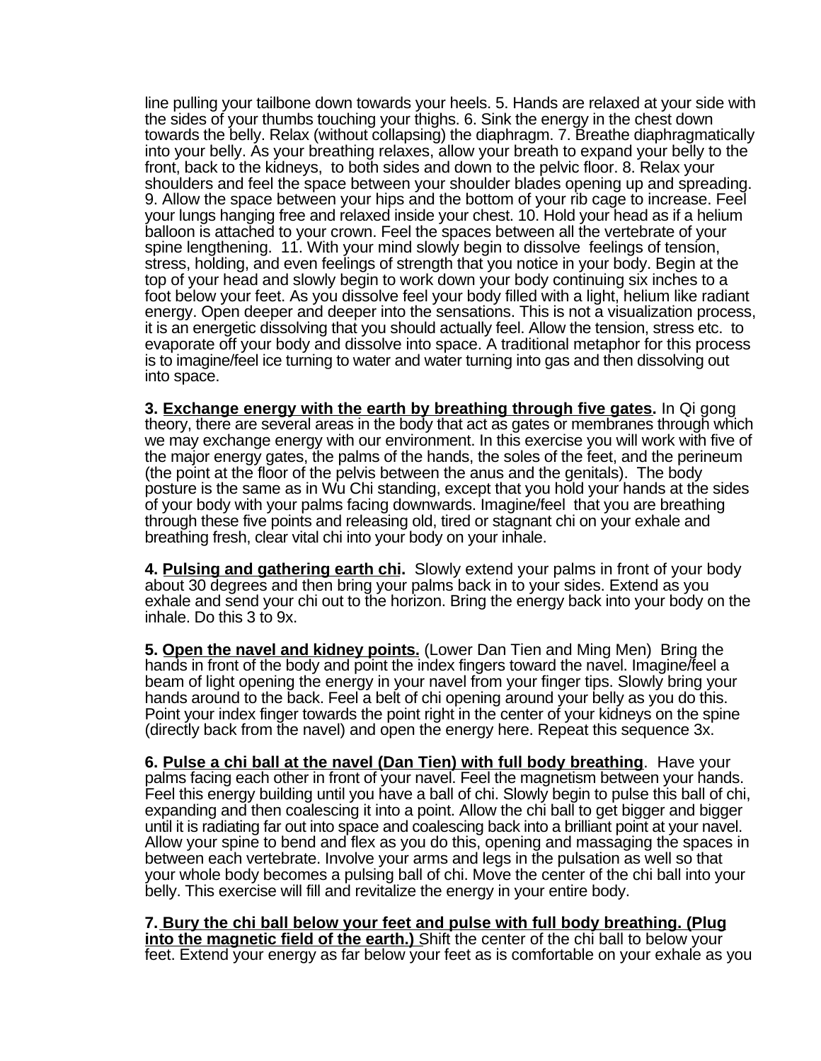line pulling your tailbone down towards your heels. 5. Hands are relaxed at your side with the sides of your thumbs touching your thighs. 6. Sink the energy in the chest down towards the belly. Relax (without collapsing) the diaphragm. 7. Breathe diaphragmatically into your belly. As your breathing relaxes, allow your breath to expand your belly to the front, back to the kidneys, to both sides and down to the pelvic floor. 8. Relax your shoulders and feel the space between your shoulder blades opening up and spreading. 9. Allow the space between your hips and the bottom of your rib cage to increase. Feel your lungs hanging free and relaxed inside your chest. 10. Hold your head as if a helium balloon is attached to your crown. Feel the spaces between all the vertebrate of your spine lengthening. 11. With your mind slowly begin to dissolve feelings of tension, stress, holding, and even feelings of strength that you notice in your body. Begin at the top of your head and slowly begin to work down your body continuing six inches to a foot below your feet. As you dissolve feel your body filled with a light, helium like radiant energy. Open deeper and deeper into the sensations. This is not a visualization process, it is an energetic dissolving that you should actually feel. Allow the tension, stress etc. to evaporate off your body and dissolve into space. A traditional metaphor for this process is to imagine/feel ice turning to water and water turning into gas and then dissolving out into space.

**3. <u>Exchange energy with the earth by breathing through five gates</u>.** In Qi gong theory, there are several areas in the body that act as gates or membranes through which we may exchange energy with our environment. In this exercise you will work with five of the major energy gates, the palms of the hands, the soles of the feet, and the perineum (the point at the floor of the pelvis between the anus and the genitals). The body posture is the same as in Wu Chi standing, except that you hold your hands at the sides of your body with your palms facing downwards. Imagine/feel that you are breathing through these five points and releasing old, tired or stagnant chi on your exhale and breathing fresh, clear vital chi into your body on your inhale.

**4. <u>Pulsing and gathering earth chi</u>.** Slowly extend your palms in front of your body about 30 degrees and then bring your palms back in to your sides. Extend as you exhale and send your chi out to the horizon. Bring the energy back into your body on the inhale. Do this 3 to 9x.

**5. <u>Open the navel and kidney points.</u>** (Lower Dan Tien and Ming Men) Bring the hands in front of the body and point the index fingers toward the navel. Imagine/feel a beam of light opening the energy in your navel from your finger tips. Slowly bring your hands around to the back. Feel a belt of chi opening around your belly as you do this. Point your index finger towards the point right in the center of your kidneys on the spine (directly back from the navel) and open the energy here. Repeat this sequence 3x.

**6. <u>Pulse a chi ball at the navel (Dan Tien) with full body breathing</u>.** Have your palms facing each other in front of your navel. Feel the magnetism between your hands. Feel this energy building until you have a ball of chi. Slowly begin to pulse this ball of chi, expanding and then coalescing it into a point. Allow the chi ball to get bigger and bigger until it is radiating far out into space and coalescing back into a brilliant point at your navel. Allow your spine to bend and flex as you do this, opening and massaging the spaces in between each vertebrate. Involve your arms and legs in the pulsation as well so that your whole body becomes a pulsing ball of chi. Move the center of the chi ball into your belly. This exercise will fill and revitalize the energy in your entire body.

**7. <u>Bury the chi ball below your feet and pulse with full body breathing. (Plug into the magnetic field of the earth.)</u>** Shift the center of the chi ball to below your feet. Extend your energy as far below your feet as is comfortable on your exhale as you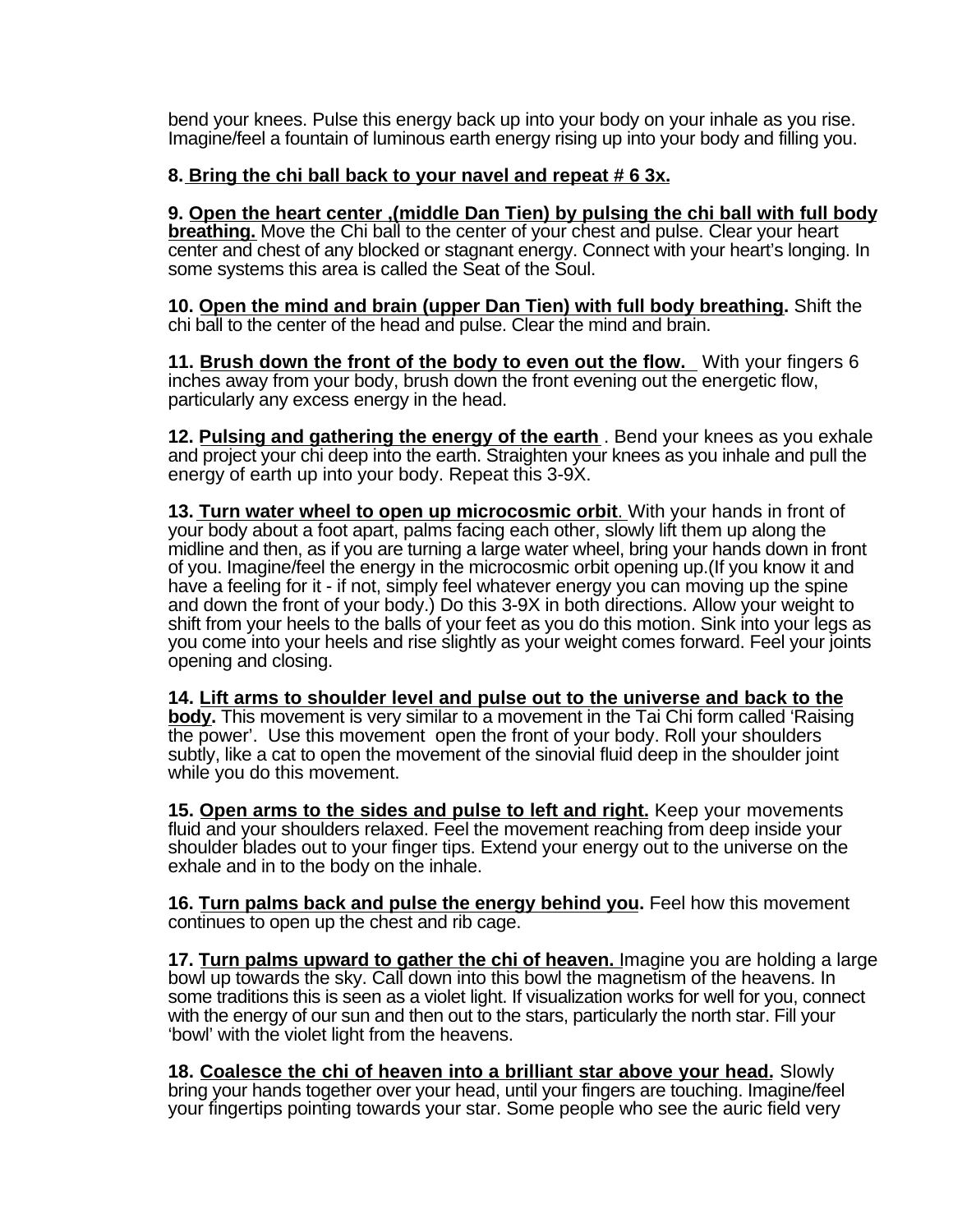bend your knees. Pulse this energy back up into your body on your inhale as you rise. Imagine/feel a fountain of luminous earth energy rising up into your body and filling you.

**8. <u>Bring the chi ball back to your navel and repeat # 6 3x.</u>**

**9. <u>Open the heart center ,(middle Dan Tien) by pulsing the chi ball with full body breathing.</u>** Move the Chi ball to the center of your chest and pulse. Clear your heart center and chest of any blocked or stagnant energy. Connect with your heart's longing. In some systems this area is called the Seat of the Soul.

**10. <u>Open the mind and brain (upper Dan Tien) with full body breathing</u>.** Shift the chi ball to the center of the head and pulse. Clear the mind and brain.

**11. <u>Brush down the front of the body to even out the flow.</u>** With your fingers 6 inches away from your body, brush down the front evening out the energetic flow, particularly any excess energy in the head.

**12. <u>Pulsing and gathering the energy of the earth</u>** . Bend your knees as you exhale and project your chi deep into the earth. Straighten your knees as you inhale and pull the energy of earth up into your body. Repeat this 3-9X.

**13. <u>Turn water wheel to open up microcosmic orbit</u>**. With your hands in front of your body about a foot apart, palms facing each other, slowly lift them up along the midline and then, as if you are turning a large water wheel, bring your hands down in front of you. Imagine/feel the energy in the microcosmic orbit opening up.(If you know it and have a feeling for it - if not, simply feel whatever energy you can moving up the spine and down the front of your body.) Do this 3-9X in both directions. Allow your weight to shift from your heels to the balls of your feet as you do this motion. Sink into your legs as you come into your heels and rise slightly as your weight comes forward. Feel your joints opening and closing.

**14. <u>Lift arms to shoulder level and pulse out to the universe and back to the body</u>.** This movement is very similar to a movement in the Tai Chi form called 'Raising the power'. Use this movement open the front of your body. Roll your shoulders subtly, like a cat to open the movement of the sinovial fluid deep in the shoulder joint while you do this movement.

**15. <u>Open arms to the sides and pulse to left and right.</u>** Keep your movements fluid and your shoulders relaxed. Feel the movement reaching from deep inside your shoulder blades out to your finger tips. Extend your energy out to the universe on the exhale and in to the body on the inhale.

**16. <u>Turn palms back and pulse the energy behind you</u>.** Feel how this movement continues to open up the chest and rib cage.

**17. <u>Turn palms upward to gather the chi of heaven.</u>** Imagine you are holding a large bowl up towards the sky. Call down into this bowl the magnetism of the heavens. In some traditions this is seen as a violet light. If visualization works for well for you, connect with the energy of our sun and then out to the stars, particularly the north star. Fill your 'bowl' with the violet light from the heavens.

**18. <u>Coalesce the chi of heaven into a brilliant star above your head.</u>** Slowly bring your hands together over your head, until your fingers are touching. Imagine/feel your fingertips pointing towards your star. Some people who see the auric field very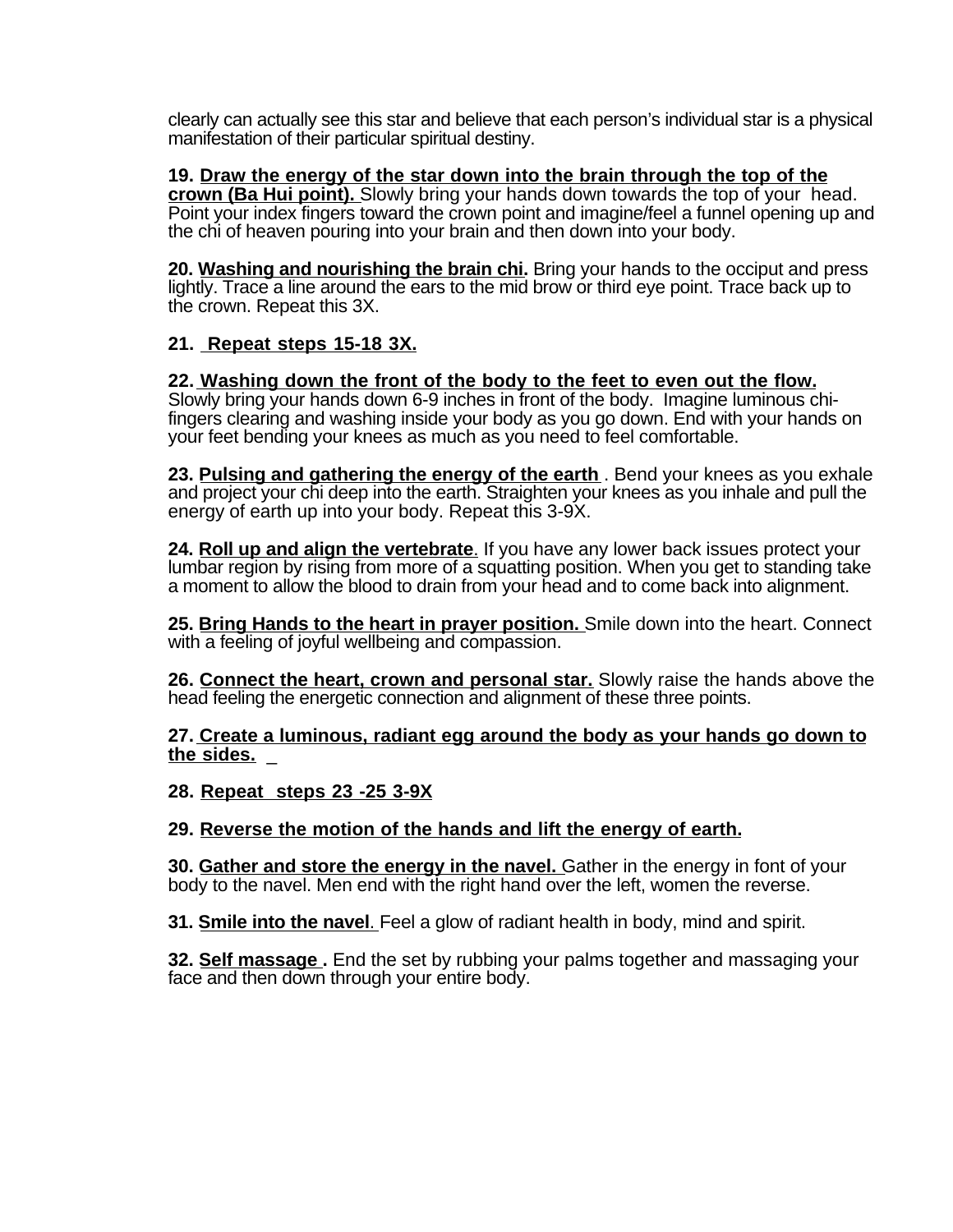clearly can actually see this star and believe that each person's individual star is a physical manifestation of their particular spiritual destiny.

**19. <u>Draw the energy of the star down into the brain through the top of the crown (Ba Hui point).</u>** Slowly bring your hands down towards the top of your head. Point your index fingers toward the crown point and imagine/feel a funnel opening up and the chi of heaven pouring into your brain and then down into your body.

**20. <u>Washing and nourishing the brain chi.</u>** Bring your hands to the occiput and press lightly. Trace a line around the ears to the mid brow or third eye point. Trace back up to the crown. Repeat this 3X.

**21. <u>Repeat steps 15-18 3X.</u>**

**22. <u>Washing down the front of the body to the feet to even out the flow.</u>** Slowly bring your hands down 6-9 inches in front of the body. Imagine luminous chi-fingers clearing and washing inside your body as you go down. End with your hands on your feet bending your knees as much as you need to feel comfortable.

**23. <u>Pulsing and gathering the energy of the earth</u>** . Bend your knees as you exhale and project your chi deep into the earth. Straighten your knees as you inhale and pull the energy of earth up into your body. Repeat this 3-9X.

**24. <u>Roll up and align the vertebrate</u>**. If you have any lower back issues protect your lumbar region by rising from more of a squatting position. When you get to standing take a moment to allow the blood to drain from your head and to come back into alignment.

**25. <u>Bring Hands to the heart in prayer position.</u>** Smile down into the heart. Connect with a feeling of joyful wellbeing and compassion.

**26. <u>Connect the heart, crown and personal star.</u>** Slowly raise the hands above the head feeling the energetic connection and alignment of these three points.

**27. <u>Create a luminous, radiant egg around the body as your hands go down to the sides.</u>**

**28. <u>Repeat steps 23 -25 3-9X</u>**

**29. <u>Reverse the motion of the hands and lift the energy of earth.</u>**

**30. <u>Gather and store the energy in the navel.</u>** Gather in the energy in font of your body to the navel. Men end with the right hand over the left, women the reverse.

**31. <u>Smile into the navel</u>**. Feel a glow of radiant health in body, mind and spirit.

**32. <u>Self massage</u> .** End the set by rubbing your palms together and massaging your face and then down through your entire body.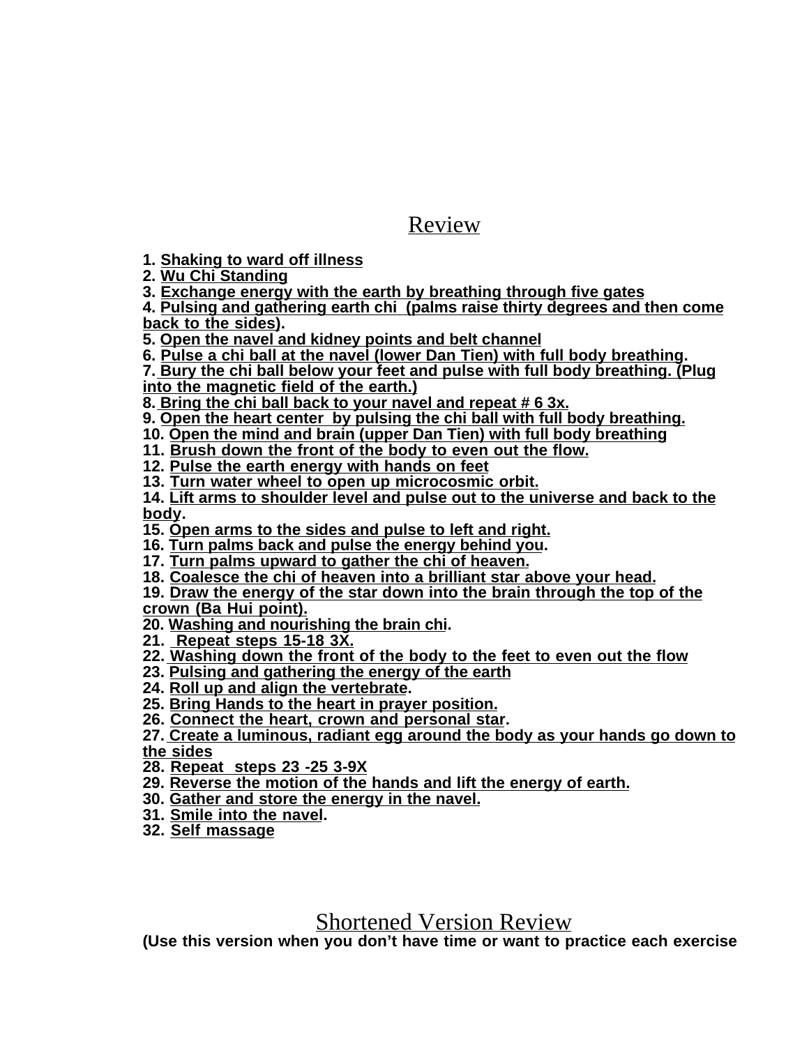## Review

1. **Shaking to ward off illness**
2. **Wu Chi Standing**
3. **Exchange energy with the earth by breathing through five gates**
4. **Pulsing and gathering earth chi (palms raise thirty degrees and then come back to the sides).**
5. **Open the navel and kidney points and belt channel**
6. **Pulse a chi ball at the navel (lower Dan Tien) with full body breathing.**
7. **Bury the chi ball below your feet and pulse with full body breathing. (Plug into the magnetic field of the earth.)**
8. **Bring the chi ball back to your navel and repeat # 6 3x.**
9. **Open the heart center by pulsing the chi ball with full body breathing.**
10. **Open the mind and brain (upper Dan Tien) with full body breathing**
11. **Brush down the front of the body to even out the flow.**
12. **Pulse the earth energy with hands on feet**
13. **Turn water wheel to open up microcosmic orbit.**
14. **Lift arms to shoulder level and pulse out to the universe and back to the body.**
15. **Open arms to the sides and pulse to left and right.**
16. **Turn palms back and pulse the energy behind you.**
17. **Turn palms upward to gather the chi of heaven.**
18. **Coalesce the chi of heaven into a brilliant star above your head.**
19. **Draw the energy of the star down into the brain through the top of the crown (Ba Hui point).**
20. **Washing and nourishing the brain chi.**
21. **Repeat steps 15-18 3X.**
22. **Washing down the front of the body to the feet to even out the flow**
23. **Pulsing and gathering the energy of the earth**
24. **Roll up and align the vertebrate.**
25. **Bring Hands to the heart in prayer position.**
26. **Connect the heart, crown and personal star.**
27. **Create a luminous, radiant egg around the body as your hands go down to the sides**
28. **Repeat steps 23 -25 3-9X**
29. **Reverse the motion of the hands and lift the energy of earth.**
30. **Gather and store the energy in the navel.**
31. **Smile into the navel.**
32. **Self massage**

## Shortened Version Review

**(Use this version when you don't have time or want to practice each exercise**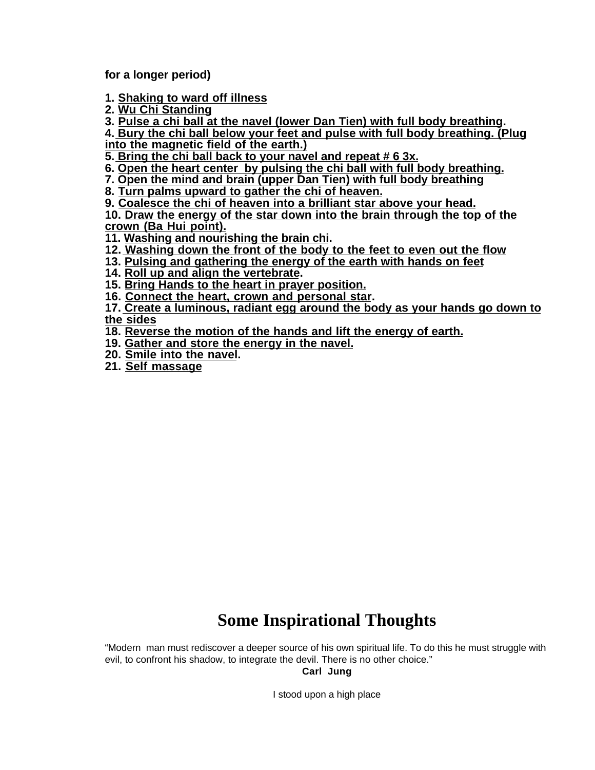**for a longer period)**

**1. <u>Shaking to ward off illness</u>**
**2. <u>Wu Chi Standing</u>**
**3. <u>Pulse a chi ball at the navel (lower Dan Tien) with full body breathing</u>.**
**4. <u>Bury the chi ball below your feet and pulse with full body breathing. (Plug into the magnetic field of the earth.)</u>**
**5. <u>Bring the chi ball back to your navel and repeat # 6 3x.</u>**
**6. <u>Open the heart center by pulsing the chi ball with full body breathing.</u>**
**7. <u>Open the mind and brain (upper Dan Tien) with full body breathing</u>**
**8. <u>Turn palms upward to gather the chi of heaven.</u>**
**9. <u>Coalesce the chi of heaven into a brilliant star above your head.</u>**
**10. <u>Draw the energy of the star down into the brain through the top of the crown (Ba Hui point).</u>**
**11. <u>Washing and nourishing the brain chi</u>.**
**12. <u>Washing down the front of the body to the feet to even out the flow</u>**
**13. <u>Pulsing and gathering the energy of the earth with hands on feet</u>**
**14. <u>Roll up and align the vertebrate</u>.**
**15. <u>Bring Hands to the heart in prayer position.</u>**
**16. <u>Connect the heart, crown and personal star</u>.**
**17. <u>Create a luminous, radiant egg around the body as your hands go down to the sides</u>**
**18. <u>Reverse the motion of the hands and lift the energy of earth.</u>**
**19. <u>Gather and store the energy in the navel.</u>**
**20. <u>Smile into the navel</u>.**
**21. <u>Self massage</u>**

# Some Inspirational Thoughts

"Modern man must rediscover a deeper source of his own spiritual life. To do this he must struggle with evil, to confront his shadow, to integrate the devil. There is no other choice."

**Carl Jung**

I stood upon a high place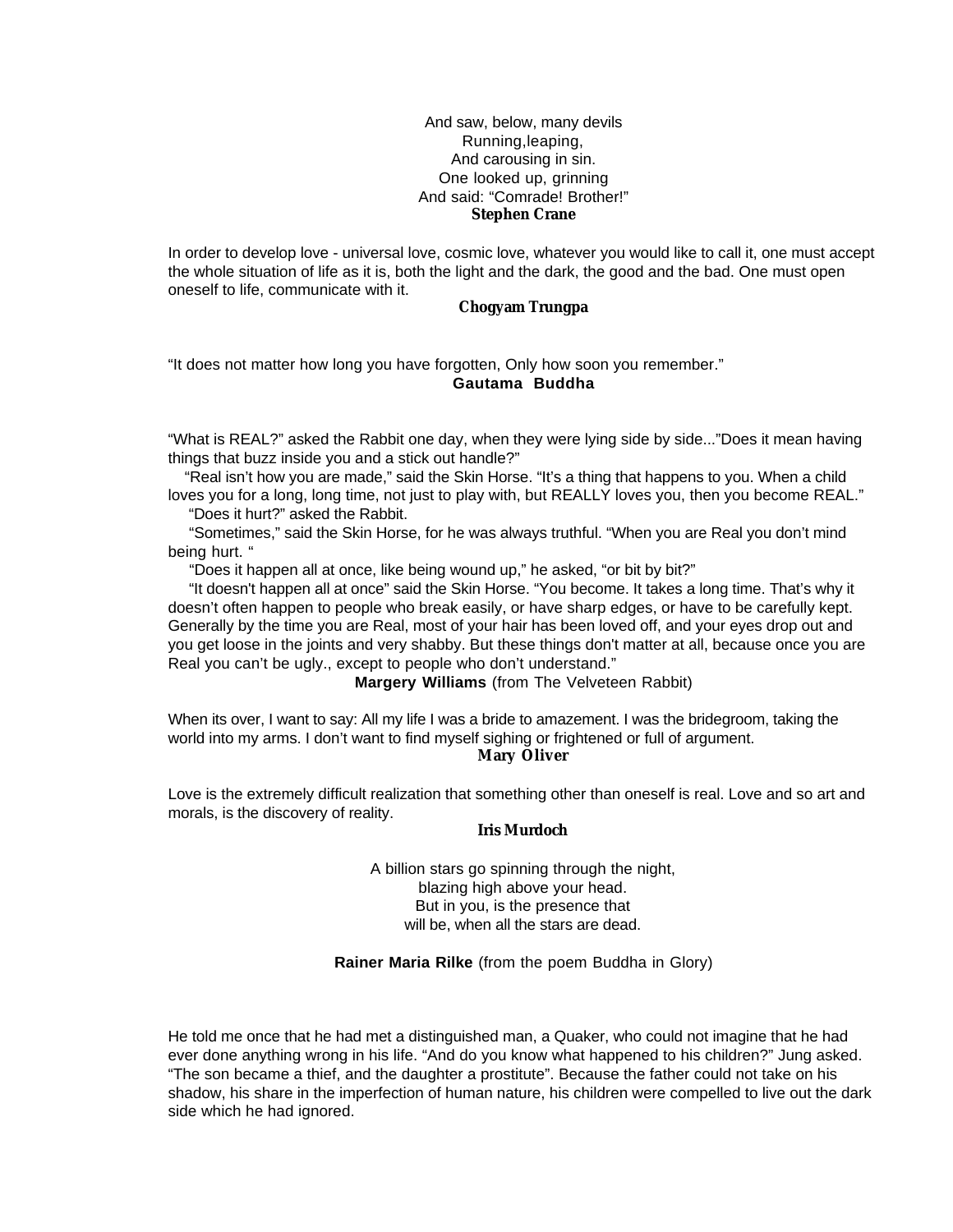And saw, below, many devils
Running,leaping,
And carousing in sin.
One looked up, grinning
And said: “Comrade! Brother!”
**Stephen Crane**

In order to develop love - universal love, cosmic love, whatever you would like to call it, one must accept the whole situation of life as it is, both the light and the dark, the good and the bad. One must open oneself to life, communicate with it.

**Chogyam Trungpa**

“It does not matter how long you have forgotten, Only how soon you remember.”
**Gautama Buddha**

“What is REAL?” asked the Rabbit one day, when they were lying side by side...”Does it mean having things that buzz inside you and a stick out handle?”

“Real isn’t how you are made,” said the Skin Horse. “It’s a thing that happens to you. When a child loves you for a long, long time, not just to play with, but REALLY loves you, then you become REAL.”

“Does it hurt?” asked the Rabbit.

“Sometimes,” said the Skin Horse, for he was always truthful. “When you are Real you don’t mind being hurt. “

“Does it happen all at once, like being wound up,” he asked, “or bit by bit?”

“It doesn't happen all at once” said the Skin Horse. “You become. It takes a long time. That’s why it doesn’t often happen to people who break easily, or have sharp edges, or have to be carefully kept. Generally by the time you are Real, most of your hair has been loved off, and your eyes drop out and you get loose in the joints and very shabby. But these things don't matter at all, because once you are Real you can’t be ugly., except to people who don’t understand.”

**Margery Williams** (from The Velveteen Rabbit)

When its over, I want to say: All my life I was a bride to amazement. I was the bridegroom, taking the world into my arms. I don’t want to find myself sighing or frightened or full of argument.
**Mary Oliver**

Love is the extremely difficult realization that something other than oneself is real. Love and so art and morals, is the discovery of reality.

**Iris Murdoch**

A billion stars go spinning through the night,
blazing high above your head.
But in you, is the presence that
will be, when all the stars are dead.

**Rainer Maria Rilke** (from the poem Buddha in Glory)

He told me once that he had met a distinguished man, a Quaker, who could not imagine that he had ever done anything wrong in his life. “And do you know what happened to his children?” Jung asked. “The son became a thief, and the daughter a prostitute”. Because the father could not take on his shadow, his share in the imperfection of human nature, his children were compelled to live out the dark side which he had ignored.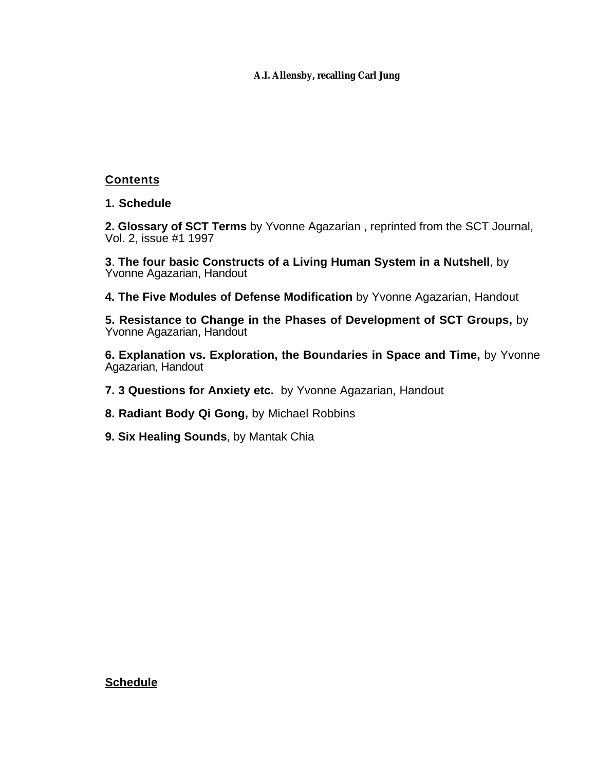**A.I. Allensby, recalling Carl Jung**

## Contents

**1. Schedule**

**2. Glossary of SCT Terms** by Yvonne Agazarian , reprinted from the SCT Journal, Vol. 2, issue #1 1997

**3**. **The four basic Constructs of a Living Human System in a Nutshell**, by Yvonne Agazarian, Handout

**4. The Five Modules of Defense Modification** by Yvonne Agazarian, Handout

**5. Resistance to Change in the Phases of Development of SCT Groups,** by Yvonne Agazarian, Handout

**6. Explanation vs. Exploration, the Boundaries in Space and Time,** by Yvonne Agazarian, Handout

**7. 3 Questions for Anxiety etc.** by Yvonne Agazarian, Handout

**8. Radiant Body Qi Gong,** by Michael Robbins

**9. Six Healing Sounds**, by Mantak Chia

## Schedule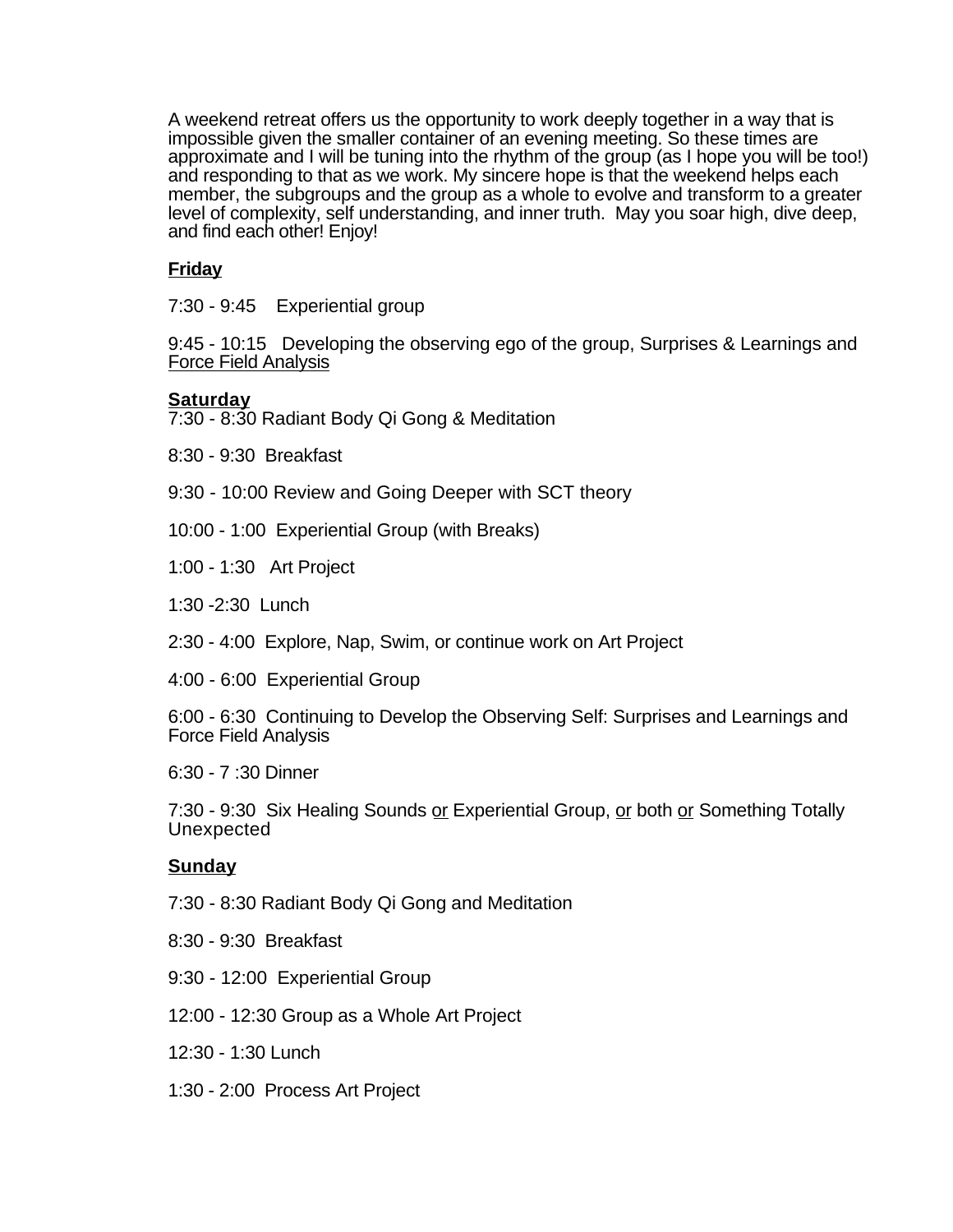A weekend retreat offers us the opportunity to work deeply together in a way that is impossible given the smaller container of an evening meeting. So these times are approximate and I will be tuning into the rhythm of the group (as I hope you will be too!) and responding to that as we work. My sincere hope is that the weekend helps each member, the subgroups and the group as a whole to evolve and transform to a greater level of complexity, self understanding, and inner truth. May you soar high, dive deep, and find each other! Enjoy!

**Friday**

7:30 - 9:45 Experiential group

9:45 - 10:15 Developing the observing ego of the group, Surprises & Learnings and Force Field Analysis

**Saturday**

7:30 - 8:30 Radiant Body Qi Gong & Meditation

8:30 - 9:30 Breakfast

9:30 - 10:00 Review and Going Deeper with SCT theory

10:00 - 1:00 Experiential Group (with Breaks)

1:00 - 1:30 Art Project

1:30 -2:30 Lunch

2:30 - 4:00 Explore, Nap, Swim, or continue work on Art Project

4:00 - 6:00 Experiential Group

6:00 - 6:30 Continuing to Develop the Observing Self: Surprises and Learnings and Force Field Analysis

6:30 - 7 :30 Dinner

7:30 - 9:30 Six Healing Sounds or Experiential Group, or both or Something Totally Unexpected

**Sunday**

7:30 - 8:30 Radiant Body Qi Gong and Meditation

8:30 - 9:30 Breakfast

9:30 - 12:00 Experiential Group

12:00 - 12:30 Group as a Whole Art Project

12:30 - 1:30 Lunch

1:30 - 2:00 Process Art Project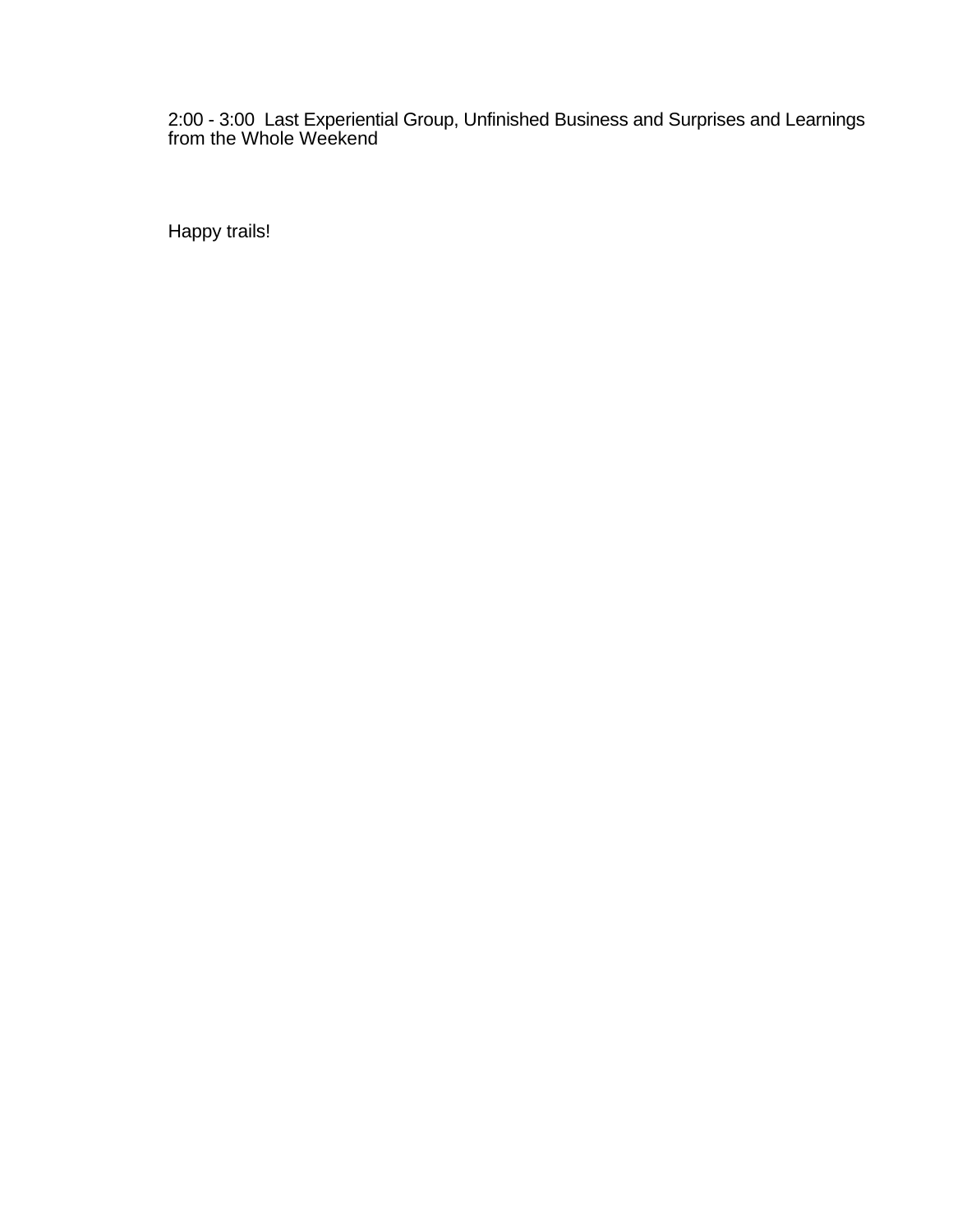2:00 - 3:00  Last Experiential Group, Unfinished Business and Surprises and Learnings from the Whole Weekend

Happy trails!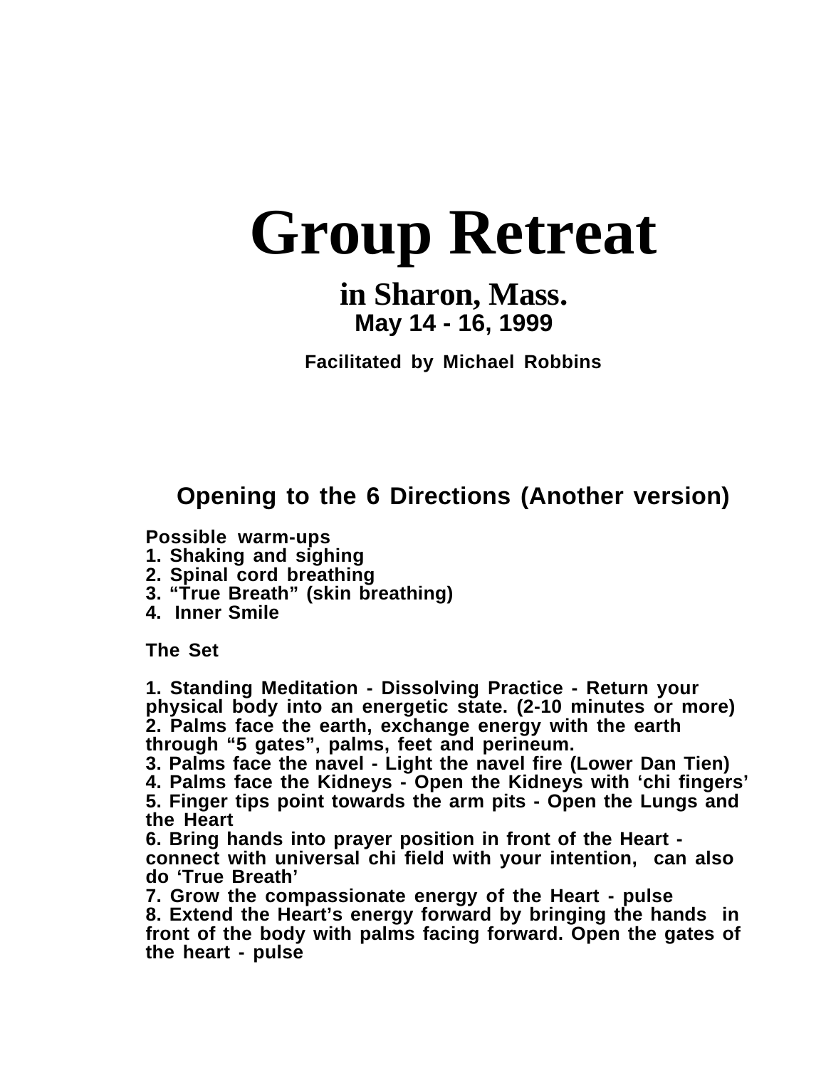# Group Retreat

## in Sharon, Mass.

**May 14 - 16, 1999**

**Facilitated by Michael Robbins**

## Opening to the 6 Directions (Another version)

**Possible warm-ups**

1. **Shaking and sighing**
2. **Spinal cord breathing**
3. **"True Breath" (skin breathing)**
4. **Inner Smile**

**The Set**

1. **Standing Meditation - Dissolving Practice - Return your physical body into an energetic state. (2-10 minutes or more)**
2. **Palms face the earth, exchange energy with the earth through "5 gates", palms, feet and perineum.**
3. **Palms face the navel - Light the navel fire (Lower Dan Tien)**
4. **Palms face the Kidneys - Open the Kidneys with 'chi fingers'**
5. **Finger tips point towards the arm pits - Open the Lungs and the Heart**
6. **Bring hands into prayer position in front of the Heart - connect with universal chi field with your intention, can also do 'True Breath'**
7. **Grow the compassionate energy of the Heart - pulse**
8. **Extend the Heart's energy forward by bringing the hands in front of the body with palms facing forward. Open the gates of the heart - pulse**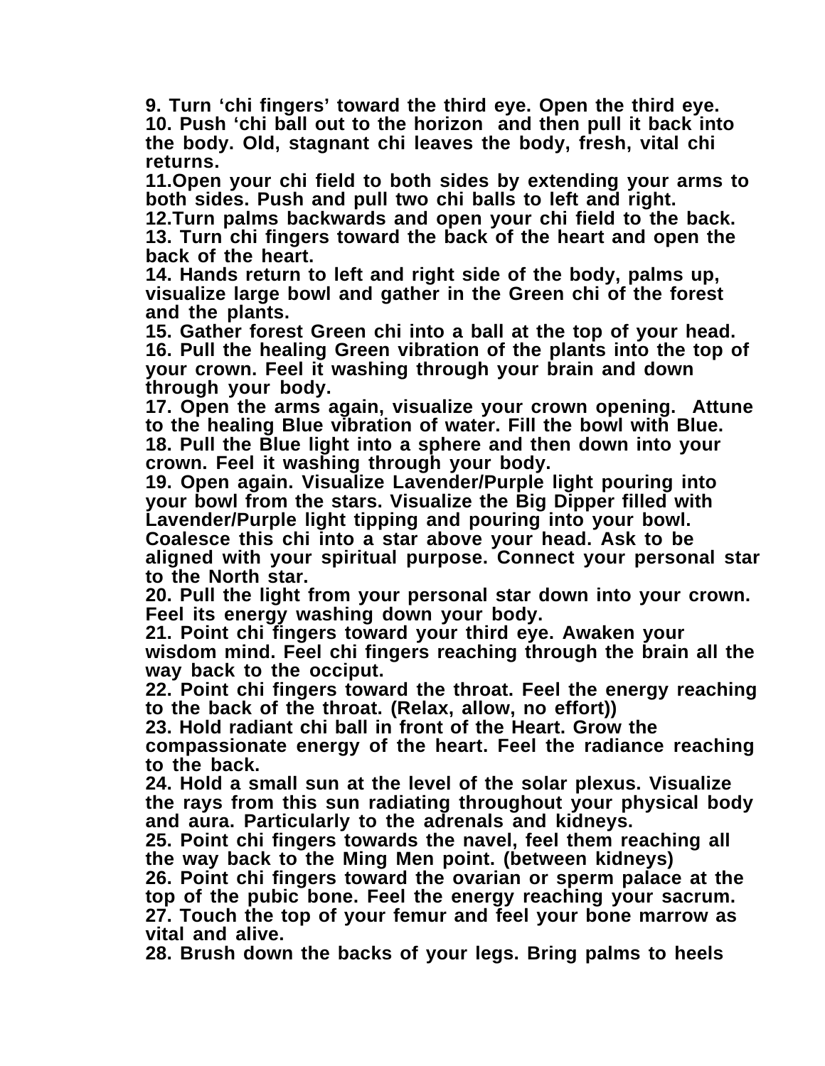**9. Turn 'chi fingers' toward the third eye. Open the third eye.**
**10. Push 'chi ball out to the horizon and then pull it back into the body. Old, stagnant chi leaves the body, fresh, vital chi returns.**
**11.Open your chi field to both sides by extending your arms to both sides. Push and pull two chi balls to left and right.**
**12.Turn palms backwards and open your chi field to the back.**
**13. Turn chi fingers toward the back of the heart and open the back of the heart.**
**14. Hands return to left and right side of the body, palms up, visualize large bowl and gather in the Green chi of the forest and the plants.**
**15. Gather forest Green chi into a ball at the top of your head.**
**16. Pull the healing Green vibration of the plants into the top of your crown. Feel it washing through your brain and down through your body.**
**17. Open the arms again, visualize your crown opening. Attune to the healing Blue vibration of water. Fill the bowl with Blue.**
**18. Pull the Blue light into a sphere and then down into your crown. Feel it washing through your body.**
**19. Open again. Visualize Lavender/Purple light pouring into your bowl from the stars. Visualize the Big Dipper filled with Lavender/Purple light tipping and pouring into your bowl. Coalesce this chi into a star above your head. Ask to be aligned with your spiritual purpose. Connect your personal star to the North star.**
**20. Pull the light from your personal star down into your crown. Feel its energy washing down your body.**
**21. Point chi fingers toward your third eye. Awaken your wisdom mind. Feel chi fingers reaching through the brain all the way back to the occiput.**
**22. Point chi fingers toward the throat. Feel the energy reaching to the back of the throat. (Relax, allow, no effort))**
**23. Hold radiant chi ball in front of the Heart. Grow the compassionate energy of the heart. Feel the radiance reaching to the back.**
**24. Hold a small sun at the level of the solar plexus. Visualize the rays from this sun radiating throughout your physical body and aura. Particularly to the adrenals and kidneys.**
**25. Point chi fingers towards the navel, feel them reaching all the way back to the Ming Men point. (between kidneys)**
**26. Point chi fingers toward the ovarian or sperm palace at the top of the pubic bone. Feel the energy reaching your sacrum.**
**27. Touch the top of your femur and feel your bone marrow as vital and alive.**
**28. Brush down the backs of your legs. Bring palms to heels**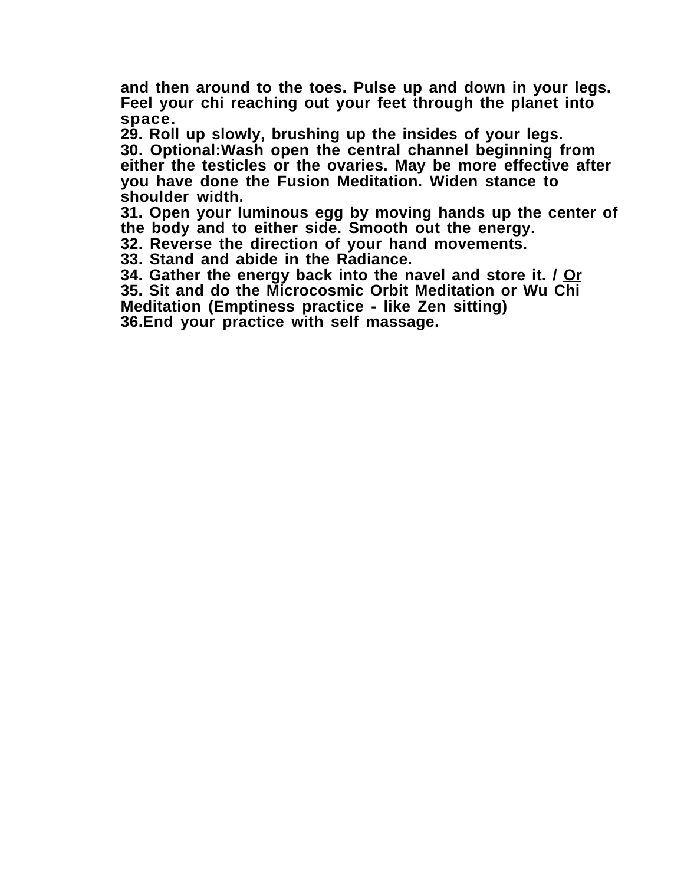**and then around to the toes. Pulse up and down in your legs. Feel your chi reaching out your feet through the planet into space.**

**29. Roll up slowly, brushing up the insides of your legs.**

**30. Optional:Wash open the central channel beginning from either the testicles or the ovaries. May be more effective after you have done the Fusion Meditation. Widen stance to shoulder width.**

**31. Open your luminous egg by moving hands up the center of the body and to either side. Smooth out the energy.**

**32. Reverse the direction of your hand movements.**

**33. Stand and abide in the Radiance.**

**34. Gather the energy back into the navel and store it. / <u>Or</u>**

**35. Sit and do the Microcosmic Orbit Meditation or Wu Chi Meditation (Emptiness practice - like Zen sitting)**

**36.End your practice with self massage.**